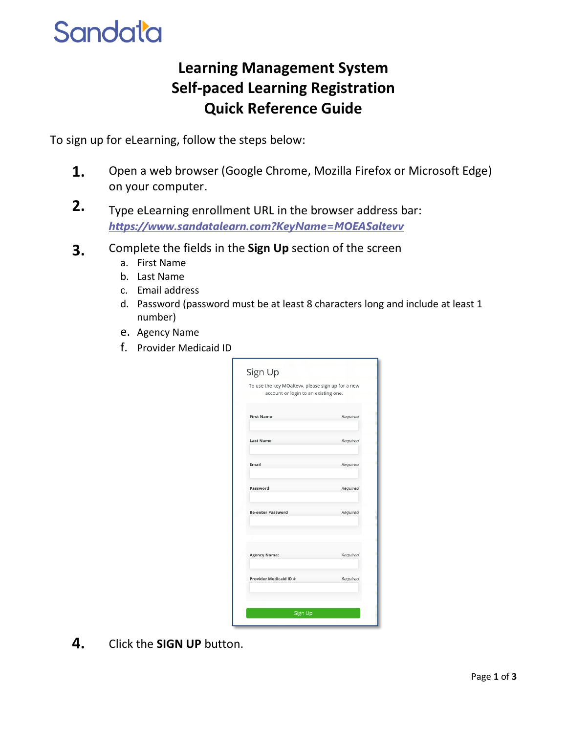Sandata

# Learning Management System
# Self-paced Learning Registration
# Quick Reference Guide

To sign up for eLearning, follow the steps below:

1. Open a web browser (Google Chrome, Mozilla Firefox or Microsoft Edge) on your computer.
2. Type eLearning enrollment URL in the browser address bar: ***https://www.sandatalearn.com?KeyName=MOEASaltevv***
3. Complete the fields in the **Sign Up** section of the screen
   a. First Name
   b. Last Name
   c. Email address
   d. Password (password must be at least 8 characters long and include at least 1 number)
   e. Agency Name
   f. Provider Medicaid ID

Sign Up

To use the key MOaltevv, please sign up for a new account or login to an existing one.

First Name — Required
Last Name — Required
Email — Required
Password — Required
Re-enter Password — Required
Agency Name: — Required
Provider Medicaid ID # — Required

Sign Up

4. Click the **SIGN UP** button.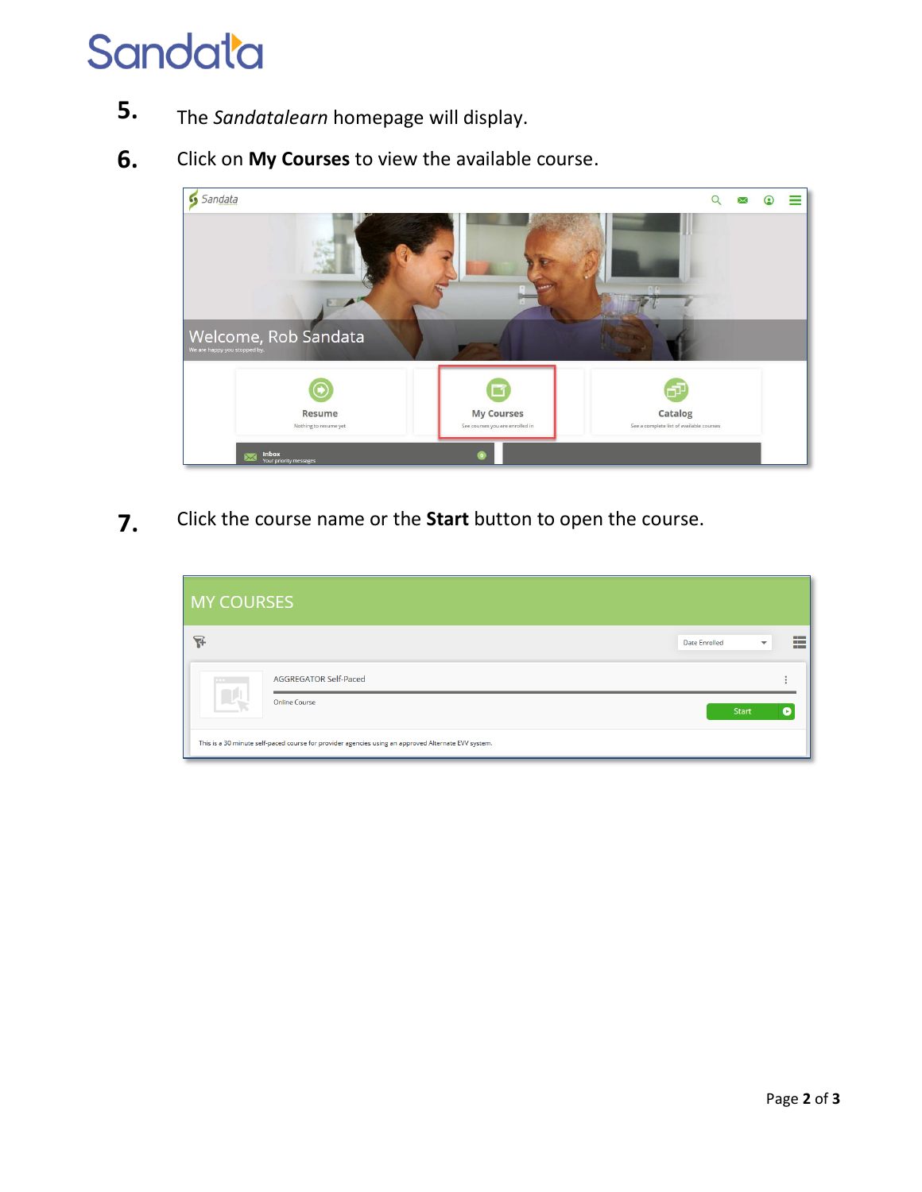5. The *Sandatalearn* homepage will display.

6. Click on **My Courses** to view the available course.

7. Click the course name or the **Start** button to open the course.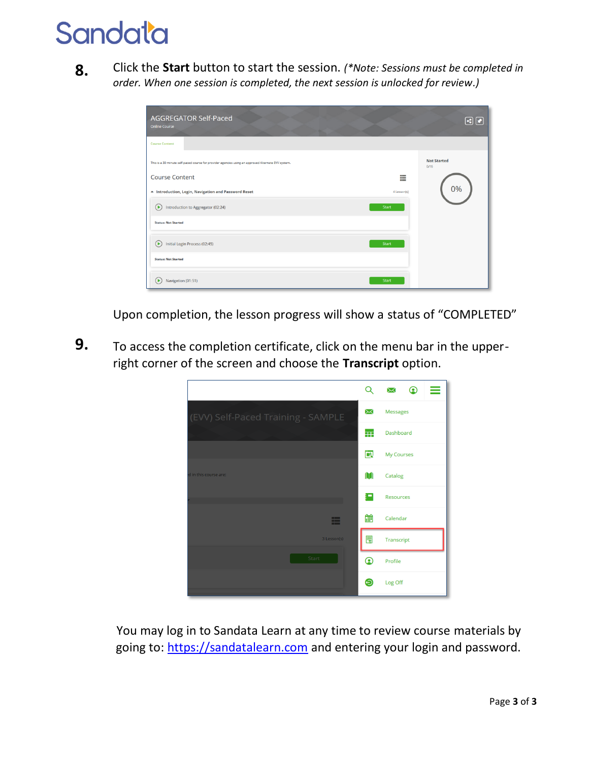8. Click the **Start** button to start the session. *(\*Note: Sessions must be completed in order. When one session is completed, the next session is unlocked for review.)*

   Upon completion, the lesson progress will show a status of "COMPLETED"

9. To access the completion certificate, click on the menu bar in the upper-right corner of the screen and choose the **Transcript** option.

   You may log in to Sandata Learn at any time to review course materials by going to: [https://sandatalearn.com](https://sandatalearn.com) and entering your login and password.